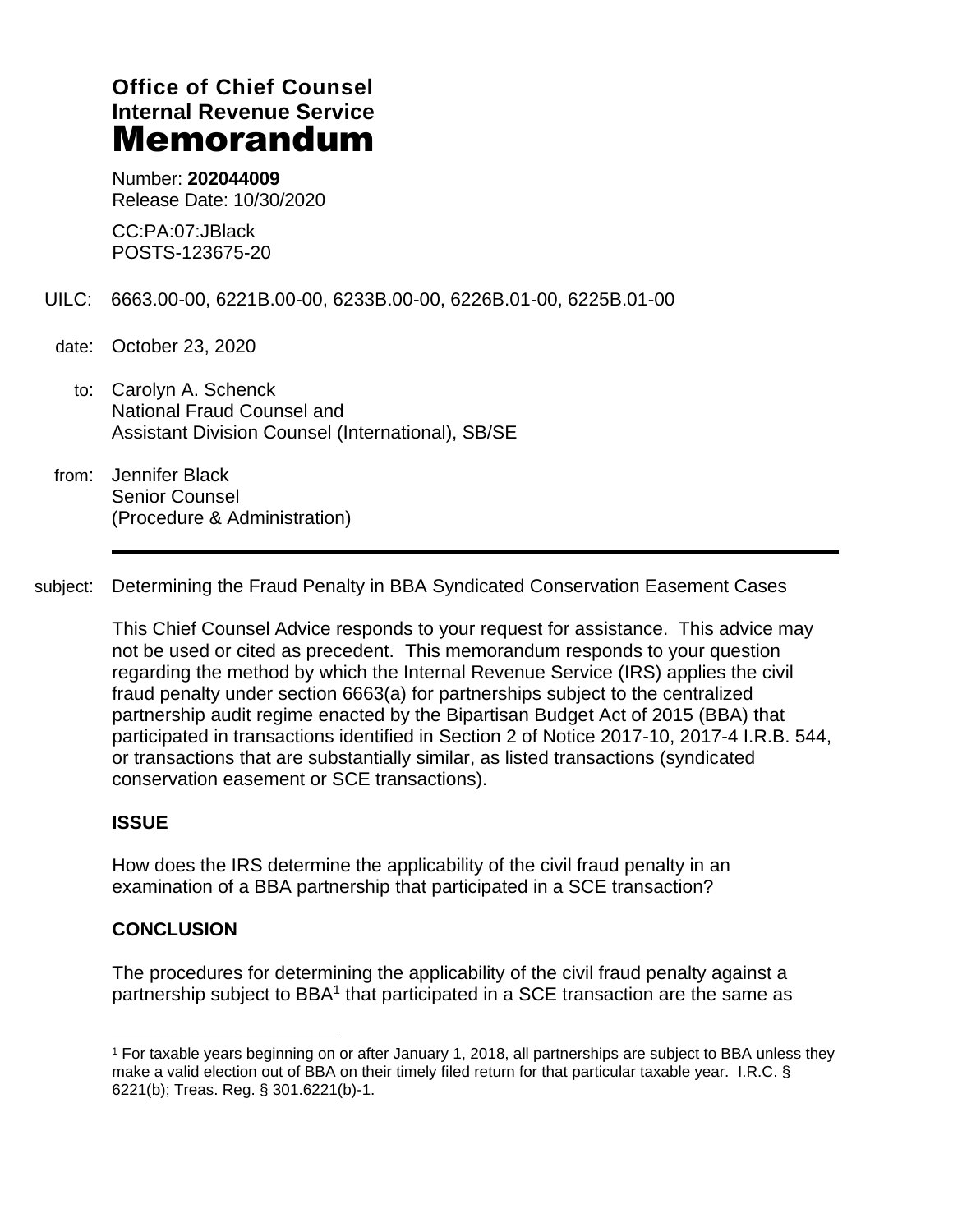**Office of Chief Counsel**
**Internal Revenue Service**
# Memorandum

Number: **202044009**
Release Date: 10/30/2020

CC:PA:07:JBlack
POSTS-123675-20

UILC: 6663.00-00, 6221B.00-00, 6233B.00-00, 6226B.01-00, 6225B.01-00

date: October 23, 2020

to: Carolyn A. Schenck
National Fraud Counsel and
Assistant Division Counsel (International), SB/SE

from: Jennifer Black
Senior Counsel
(Procedure & Administration)

---

subject: Determining the Fraud Penalty in BBA Syndicated Conservation Easement Cases

This Chief Counsel Advice responds to your request for assistance. This advice may not be used or cited as precedent. This memorandum responds to your question regarding the method by which the Internal Revenue Service (IRS) applies the civil fraud penalty under section 6663(a) for partnerships subject to the centralized partnership audit regime enacted by the Bipartisan Budget Act of 2015 (BBA) that participated in transactions identified in Section 2 of Notice 2017-10, 2017-4 I.R.B. 544, or transactions that are substantially similar, as listed transactions (syndicated conservation easement or SCE transactions).

**ISSUE**

How does the IRS determine the applicability of the civil fraud penalty in an examination of a BBA partnership that participated in a SCE transaction?

**CONCLUSION**

The procedures for determining the applicability of the civil fraud penalty against a partnership subject to BBA[1] that participated in a SCE transaction are the same as

[1] For taxable years beginning on or after January 1, 2018, all partnerships are subject to BBA unless they make a valid election out of BBA on their timely filed return for that particular taxable year. I.R.C. § 6221(b); Treas. Reg. § 301.6221(b)-1.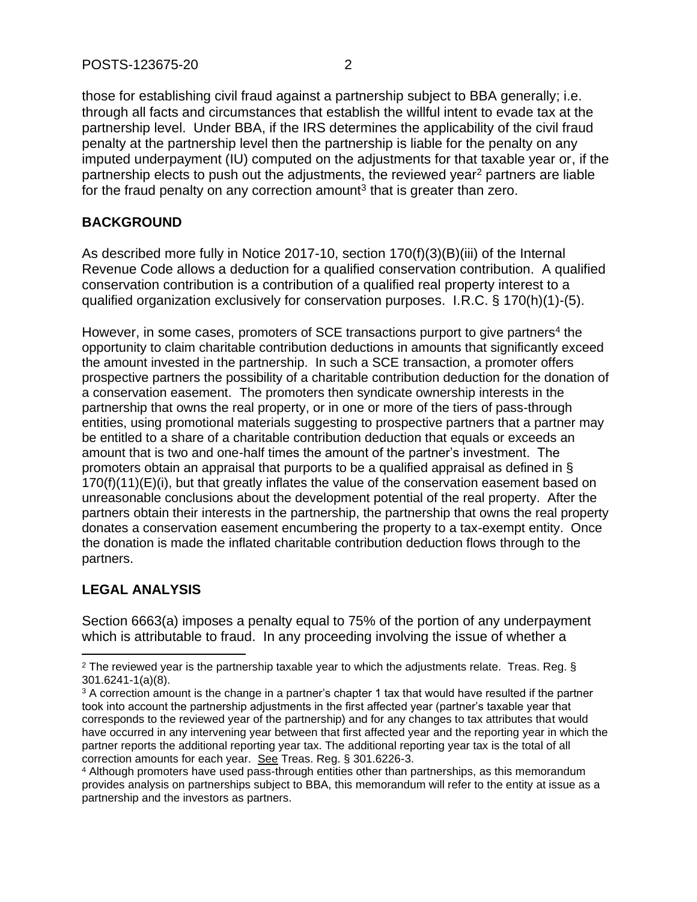those for establishing civil fraud against a partnership subject to BBA generally; i.e. through all facts and circumstances that establish the willful intent to evade tax at the partnership level. Under BBA, if the IRS determines the applicability of the civil fraud penalty at the partnership level then the partnership is liable for the penalty on any imputed underpayment (IU) computed on the adjustments for that taxable year or, if the partnership elects to push out the adjustments, the reviewed year[2] partners are liable for the fraud penalty on any correction amount[3] that is greater than zero.

## BACKGROUND

As described more fully in Notice 2017-10, section 170(f)(3)(B)(iii) of the Internal Revenue Code allows a deduction for a qualified conservation contribution. A qualified conservation contribution is a contribution of a qualified real property interest to a qualified organization exclusively for conservation purposes. I.R.C. § 170(h)(1)-(5).

However, in some cases, promoters of SCE transactions purport to give partners[4] the opportunity to claim charitable contribution deductions in amounts that significantly exceed the amount invested in the partnership. In such a SCE transaction, a promoter offers prospective partners the possibility of a charitable contribution deduction for the donation of a conservation easement. The promoters then syndicate ownership interests in the partnership that owns the real property, or in one or more of the tiers of pass-through entities, using promotional materials suggesting to prospective partners that a partner may be entitled to a share of a charitable contribution deduction that equals or exceeds an amount that is two and one-half times the amount of the partner's investment. The promoters obtain an appraisal that purports to be a qualified appraisal as defined in § 170(f)(11)(E)(i), but that greatly inflates the value of the conservation easement based on unreasonable conclusions about the development potential of the real property. After the partners obtain their interests in the partnership, the partnership that owns the real property donates a conservation easement encumbering the property to a tax-exempt entity. Once the donation is made the inflated charitable contribution deduction flows through to the partners.

## LEGAL ANALYSIS

Section 6663(a) imposes a penalty equal to 75% of the portion of any underpayment which is attributable to fraud. In any proceeding involving the issue of whether a

---

[2] The reviewed year is the partnership taxable year to which the adjustments relate. Treas. Reg. § 301.6241-1(a)(8).

[3] A correction amount is the change in a partner's chapter 1 tax that would have resulted if the partner took into account the partnership adjustments in the first affected year (partner's taxable year that corresponds to the reviewed year of the partnership) and for any changes to tax attributes that would have occurred in any intervening year between that first affected year and the reporting year in which the partner reports the additional reporting year tax. The additional reporting year tax is the total of all correction amounts for each year. See Treas. Reg. § 301.6226-3.

[4] Although promoters have used pass-through entities other than partnerships, as this memorandum provides analysis on partnerships subject to BBA, this memorandum will refer to the entity at issue as a partnership and the investors as partners.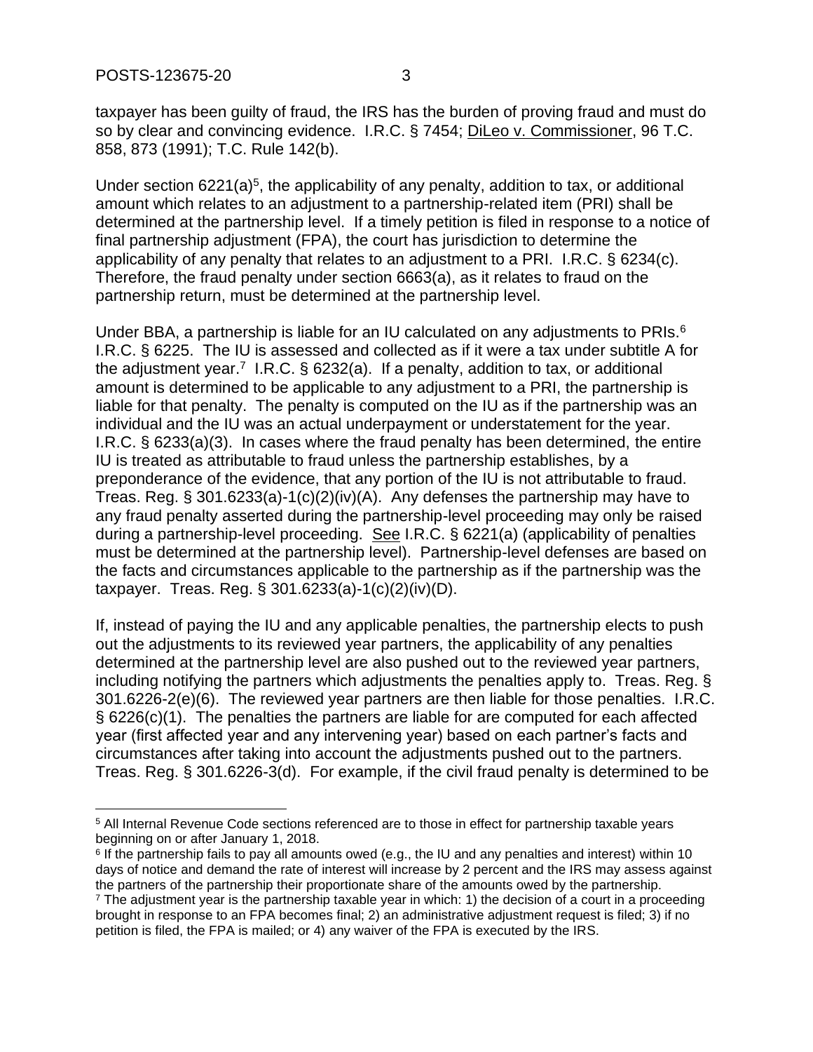taxpayer has been guilty of fraud, the IRS has the burden of proving fraud and must do so by clear and convincing evidence. I.R.C. § 7454; DiLeo v. Commissioner, 96 T.C. 858, 873 (1991); T.C. Rule 142(b).

Under section 6221(a)[5], the applicability of any penalty, addition to tax, or additional amount which relates to an adjustment to a partnership-related item (PRI) shall be determined at the partnership level. If a timely petition is filed in response to a notice of final partnership adjustment (FPA), the court has jurisdiction to determine the applicability of any penalty that relates to an adjustment to a PRI. I.R.C. § 6234(c). Therefore, the fraud penalty under section 6663(a), as it relates to fraud on the partnership return, must be determined at the partnership level.

Under BBA, a partnership is liable for an IU calculated on any adjustments to PRIs.[6] I.R.C. § 6225. The IU is assessed and collected as if it were a tax under subtitle A for the adjustment year.[7] I.R.C. § 6232(a). If a penalty, addition to tax, or additional amount is determined to be applicable to any adjustment to a PRI, the partnership is liable for that penalty. The penalty is computed on the IU as if the partnership was an individual and the IU was an actual underpayment or understatement for the year. I.R.C. § 6233(a)(3). In cases where the fraud penalty has been determined, the entire IU is treated as attributable to fraud unless the partnership establishes, by a preponderance of the evidence, that any portion of the IU is not attributable to fraud. Treas. Reg. § 301.6233(a)-1(c)(2)(iv)(A). Any defenses the partnership may have to any fraud penalty asserted during the partnership-level proceeding may only be raised during a partnership-level proceeding. See I.R.C. § 6221(a) (applicability of penalties must be determined at the partnership level). Partnership-level defenses are based on the facts and circumstances applicable to the partnership as if the partnership was the taxpayer. Treas. Reg. § 301.6233(a)-1(c)(2)(iv)(D).

If, instead of paying the IU and any applicable penalties, the partnership elects to push out the adjustments to its reviewed year partners, the applicability of any penalties determined at the partnership level are also pushed out to the reviewed year partners, including notifying the partners which adjustments the penalties apply to. Treas. Reg. § 301.6226-2(e)(6). The reviewed year partners are then liable for those penalties. I.R.C. § 6226(c)(1). The penalties the partners are liable for are computed for each affected year (first affected year and any intervening year) based on each partner's facts and circumstances after taking into account the adjustments pushed out to the partners. Treas. Reg. § 301.6226-3(d). For example, if the civil fraud penalty is determined to be

---

[5] All Internal Revenue Code sections referenced are to those in effect for partnership taxable years beginning on or after January 1, 2018.

[6] If the partnership fails to pay all amounts owed (e.g., the IU and any penalties and interest) within 10 days of notice and demand the rate of interest will increase by 2 percent and the IRS may assess against the partners of the partnership their proportionate share of the amounts owed by the partnership.

[7] The adjustment year is the partnership taxable year in which: 1) the decision of a court in a proceeding brought in response to an FPA becomes final; 2) an administrative adjustment request is filed; 3) if no petition is filed, the FPA is mailed; or 4) any waiver of the FPA is executed by the IRS.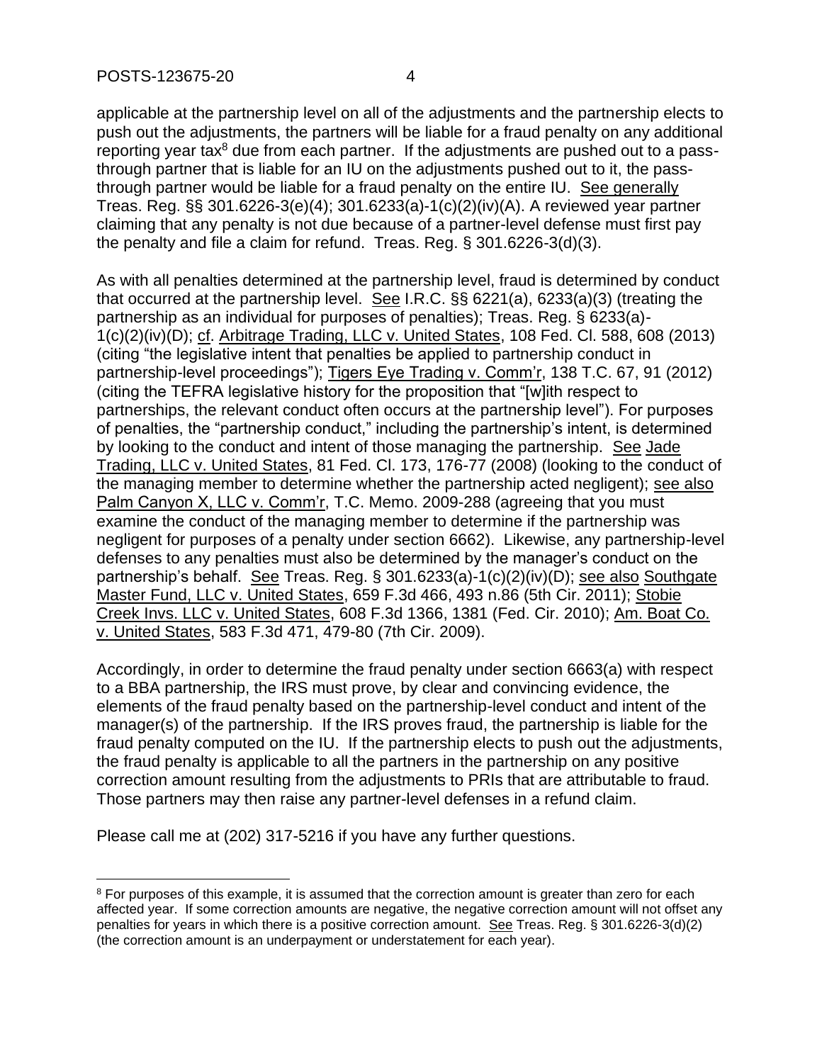applicable at the partnership level on all of the adjustments and the partnership elects to push out the adjustments, the partners will be liable for a fraud penalty on any additional reporting year tax[8] due from each partner. If the adjustments are pushed out to a pass-through partner that is liable for an IU on the adjustments pushed out to it, the pass-through partner would be liable for a fraud penalty on the entire IU. See generally Treas. Reg. §§ 301.6226-3(e)(4); 301.6233(a)-1(c)(2)(iv)(A). A reviewed year partner claiming that any penalty is not due because of a partner-level defense must first pay the penalty and file a claim for refund. Treas. Reg. § 301.6226-3(d)(3).

As with all penalties determined at the partnership level, fraud is determined by conduct that occurred at the partnership level. See I.R.C. §§ 6221(a), 6233(a)(3) (treating the partnership as an individual for purposes of penalties); Treas. Reg. § 6233(a)-1(c)(2)(iv)(D); cf. Arbitrage Trading, LLC v. United States, 108 Fed. Cl. 588, 608 (2013) (citing "the legislative intent that penalties be applied to partnership conduct in partnership-level proceedings"); Tigers Eye Trading v. Comm'r, 138 T.C. 67, 91 (2012) (citing the TEFRA legislative history for the proposition that "[w]ith respect to partnerships, the relevant conduct often occurs at the partnership level"). For purposes of penalties, the "partnership conduct," including the partnership's intent, is determined by looking to the conduct and intent of those managing the partnership. See Jade Trading, LLC v. United States, 81 Fed. Cl. 173, 176-77 (2008) (looking to the conduct of the managing member to determine whether the partnership acted negligent); see also Palm Canyon X, LLC v. Comm'r, T.C. Memo. 2009-288 (agreeing that you must examine the conduct of the managing member to determine if the partnership was negligent for purposes of a penalty under section 6662). Likewise, any partnership-level defenses to any penalties must also be determined by the manager's conduct on the partnership's behalf. See Treas. Reg. § 301.6233(a)-1(c)(2)(iv)(D); see also Southgate Master Fund, LLC v. United States, 659 F.3d 466, 493 n.86 (5th Cir. 2011); Stobie Creek Invs. LLC v. United States, 608 F.3d 1366, 1381 (Fed. Cir. 2010); Am. Boat Co. v. United States, 583 F.3d 471, 479-80 (7th Cir. 2009).

Accordingly, in order to determine the fraud penalty under section 6663(a) with respect to a BBA partnership, the IRS must prove, by clear and convincing evidence, the elements of the fraud penalty based on the partnership-level conduct and intent of the manager(s) of the partnership. If the IRS proves fraud, the partnership is liable for the fraud penalty computed on the IU. If the partnership elects to push out the adjustments, the fraud penalty is applicable to all the partners in the partnership on any positive correction amount resulting from the adjustments to PRIs that are attributable to fraud. Those partners may then raise any partner-level defenses in a refund claim.

Please call me at (202) 317-5216 if you have any further questions.

---

[8] For purposes of this example, it is assumed that the correction amount is greater than zero for each affected year. If some correction amounts are negative, the negative correction amount will not offset any penalties for years in which there is a positive correction amount. See Treas. Reg. § 301.6226-3(d)(2) (the correction amount is an underpayment or understatement for each year).